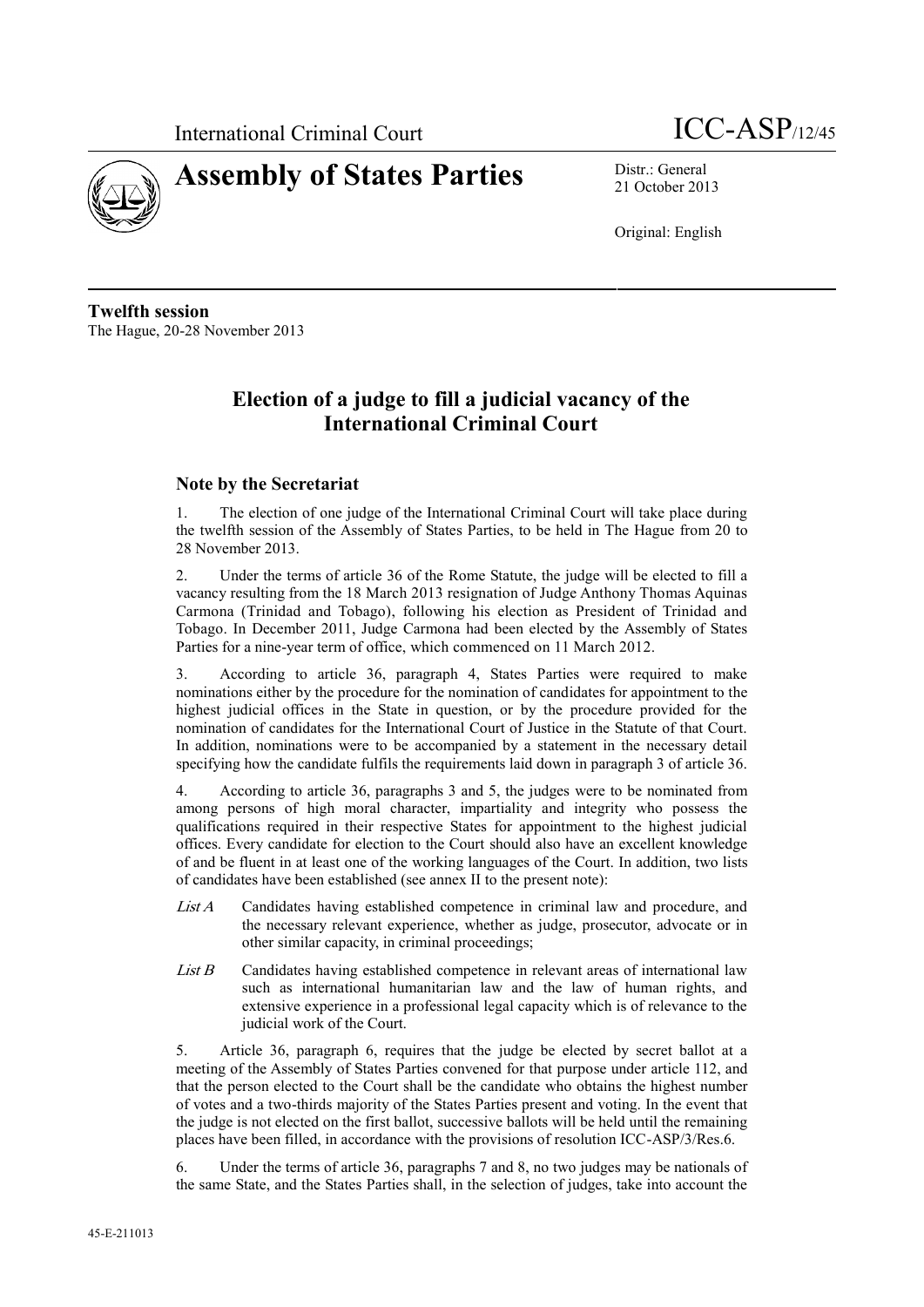International Criminal Court

ICC-ASP/12/45

# Assembly of States Parties

Distr.: General
21 October 2013

Original: English

**Twelfth session**
The Hague, 20-28 November 2013

## Election of a judge to fill a judicial vacancy of the International Criminal Court

### Note by the Secretariat

1. The election of one judge of the International Criminal Court will take place during the twelfth session of the Assembly of States Parties, to be held in The Hague from 20 to 28 November 2013.

2. Under the terms of article 36 of the Rome Statute, the judge will be elected to fill a vacancy resulting from the 18 March 2013 resignation of Judge Anthony Thomas Aquinas Carmona (Trinidad and Tobago), following his election as President of Trinidad and Tobago. In December 2011, Judge Carmona had been elected by the Assembly of States Parties for a nine-year term of office, which commenced on 11 March 2012.

3. According to article 36, paragraph 4, States Parties were required to make nominations either by the procedure for the nomination of candidates for appointment to the highest judicial offices in the State in question, or by the procedure provided for the nomination of candidates for the International Court of Justice in the Statute of that Court. In addition, nominations were to be accompanied by a statement in the necessary detail specifying how the candidate fulfils the requirements laid down in paragraph 3 of article 36.

4. According to article 36, paragraphs 3 and 5, the judges were to be nominated from among persons of high moral character, impartiality and integrity who possess the qualifications required in their respective States for appointment to the highest judicial offices. Every candidate for election to the Court should also have an excellent knowledge of and be fluent in at least one of the working languages of the Court. In addition, two lists of candidates have been established (see annex II to the present note):

- *List A* Candidates having established competence in criminal law and procedure, and the necessary relevant experience, whether as judge, prosecutor, advocate or in other similar capacity, in criminal proceedings;
- *List B* Candidates having established competence in relevant areas of international law such as international humanitarian law and the law of human rights, and extensive experience in a professional legal capacity which is of relevance to the judicial work of the Court.

5. Article 36, paragraph 6, requires that the judge be elected by secret ballot at a meeting of the Assembly of States Parties convened for that purpose under article 112, and that the person elected to the Court shall be the candidate who obtains the highest number of votes and a two-thirds majority of the States Parties present and voting. In the event that the judge is not elected on the first ballot, successive ballots will be held until the remaining places have been filled, in accordance with the provisions of resolution ICC-ASP/3/Res.6.

6. Under the terms of article 36, paragraphs 7 and 8, no two judges may be nationals of the same State, and the States Parties shall, in the selection of judges, take into account the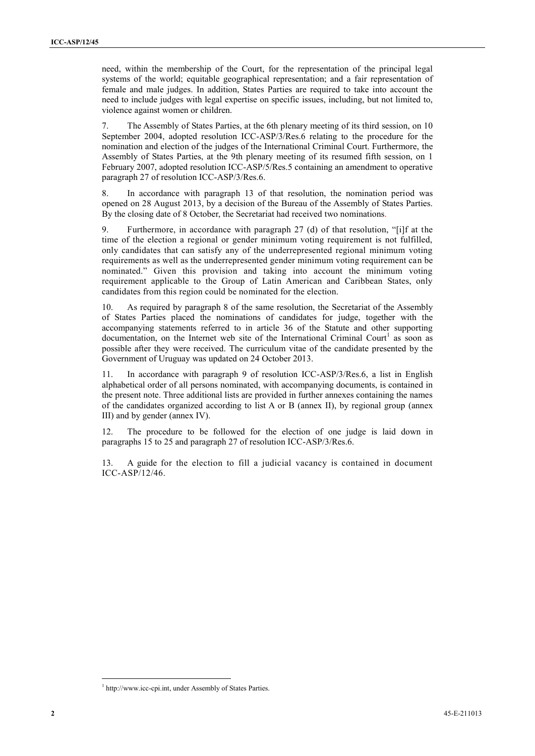need, within the membership of the Court, for the representation of the principal legal systems of the world; equitable geographical representation; and a fair representation of female and male judges. In addition, States Parties are required to take into account the need to include judges with legal expertise on specific issues, including, but not limited to, violence against women or children.

7. The Assembly of States Parties, at the 6th plenary meeting of its third session, on 10 September 2004, adopted resolution ICC-ASP/3/Res.6 relating to the procedure for the nomination and election of the judges of the International Criminal Court. Furthermore, the Assembly of States Parties, at the 9th plenary meeting of its resumed fifth session, on 1 February 2007, adopted resolution ICC-ASP/5/Res.5 containing an amendment to operative paragraph 27 of resolution ICC-ASP/3/Res.6.

8. In accordance with paragraph 13 of that resolution, the nomination period was opened on 28 August 2013, by a decision of the Bureau of the Assembly of States Parties. By the closing date of 8 October, the Secretariat had received two nominations.

9. Furthermore, in accordance with paragraph 27 (d) of that resolution, "[i]f at the time of the election a regional or gender minimum voting requirement is not fulfilled, only candidates that can satisfy any of the underrepresented regional minimum voting requirements as well as the underrepresented gender minimum voting requirement can be nominated." Given this provision and taking into account the minimum voting requirement applicable to the Group of Latin American and Caribbean States, only candidates from this region could be nominated for the election.

10. As required by paragraph 8 of the same resolution, the Secretariat of the Assembly of States Parties placed the nominations of candidates for judge, together with the accompanying statements referred to in article 36 of the Statute and other supporting documentation, on the Internet web site of the International Criminal Court[1] as soon as possible after they were received. The curriculum vitae of the candidate presented by the Government of Uruguay was updated on 24 October 2013.

11. In accordance with paragraph 9 of resolution ICC-ASP/3/Res.6, a list in English alphabetical order of all persons nominated, with accompanying documents, is contained in the present note. Three additional lists are provided in further annexes containing the names of the candidates organized according to list A or B (annex II), by regional group (annex III) and by gender (annex IV).

12. The procedure to be followed for the election of one judge is laid down in paragraphs 15 to 25 and paragraph 27 of resolution ICC-ASP/3/Res.6.

13. A guide for the election to fill a judicial vacancy is contained in document ICC-ASP/12/46.

---

[1] http://www.icc-cpi.int, under Assembly of States Parties.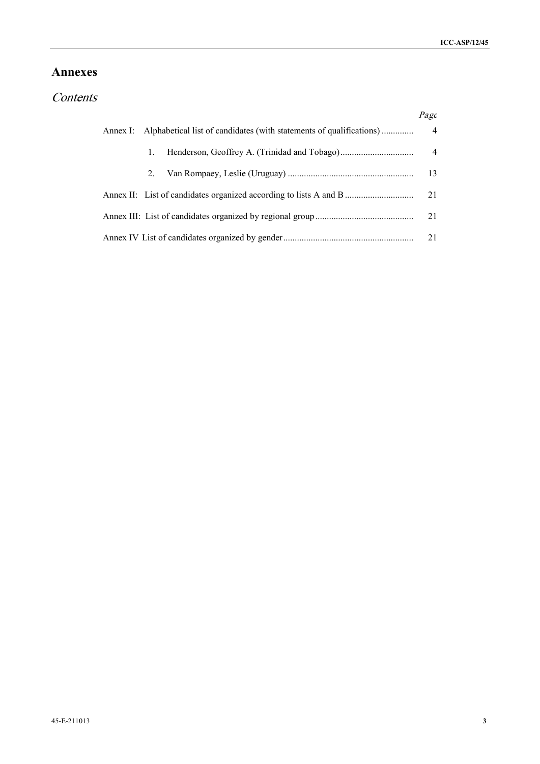# Annexes

## *Contents*

| | *Page* |
|---|---|
| Annex I: Alphabetical list of candidates (with statements of qualifications) | 4 |
| 1. Henderson, Geoffrey A. (Trinidad and Tobago) | 4 |
| 2. Van Rompaey, Leslie (Uruguay) | 13 |
| Annex II: List of candidates organized according to lists A and B | 21 |
| Annex III: List of candidates organized by regional group | 21 |
| Annex IV List of candidates organized by gender | 21 |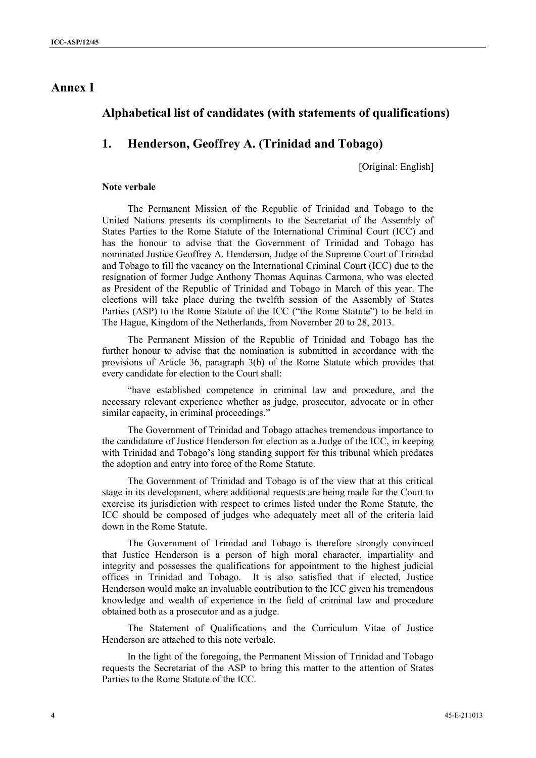# Annex I

## Alphabetical list of candidates (with statements of qualifications)

## 1. Henderson, Geoffrey A. (Trinidad and Tobago)

[Original: English]

### Note verbale

The Permanent Mission of the Republic of Trinidad and Tobago to the United Nations presents its compliments to the Secretariat of the Assembly of States Parties to the Rome Statute of the International Criminal Court (ICC) and has the honour to advise that the Government of Trinidad and Tobago has nominated Justice Geoffrey A. Henderson, Judge of the Supreme Court of Trinidad and Tobago to fill the vacancy on the International Criminal Court (ICC) due to the resignation of former Judge Anthony Thomas Aquinas Carmona, who was elected as President of the Republic of Trinidad and Tobago in March of this year. The elections will take place during the twelfth session of the Assembly of States Parties (ASP) to the Rome Statute of the ICC ("the Rome Statute") to be held in The Hague, Kingdom of the Netherlands, from November 20 to 28, 2013.

The Permanent Mission of the Republic of Trinidad and Tobago has the further honour to advise that the nomination is submitted in accordance with the provisions of Article 36, paragraph 3(b) of the Rome Statute which provides that every candidate for election to the Court shall:

"have established competence in criminal law and procedure, and the necessary relevant experience whether as judge, prosecutor, advocate or in other similar capacity, in criminal proceedings."

The Government of Trinidad and Tobago attaches tremendous importance to the candidature of Justice Henderson for election as a Judge of the ICC, in keeping with Trinidad and Tobago's long standing support for this tribunal which predates the adoption and entry into force of the Rome Statute.

The Government of Trinidad and Tobago is of the view that at this critical stage in its development, where additional requests are being made for the Court to exercise its jurisdiction with respect to crimes listed under the Rome Statute, the ICC should be composed of judges who adequately meet all of the criteria laid down in the Rome Statute.

The Government of Trinidad and Tobago is therefore strongly convinced that Justice Henderson is a person of high moral character, impartiality and integrity and possesses the qualifications for appointment to the highest judicial offices in Trinidad and Tobago. It is also satisfied that if elected, Justice Henderson would make an invaluable contribution to the ICC given his tremendous knowledge and wealth of experience in the field of criminal law and procedure obtained both as a prosecutor and as a judge.

The Statement of Qualifications and the Curriculum Vitae of Justice Henderson are attached to this note verbale.

In the light of the foregoing, the Permanent Mission of Trinidad and Tobago requests the Secretariat of the ASP to bring this matter to the attention of States Parties to the Rome Statute of the ICC.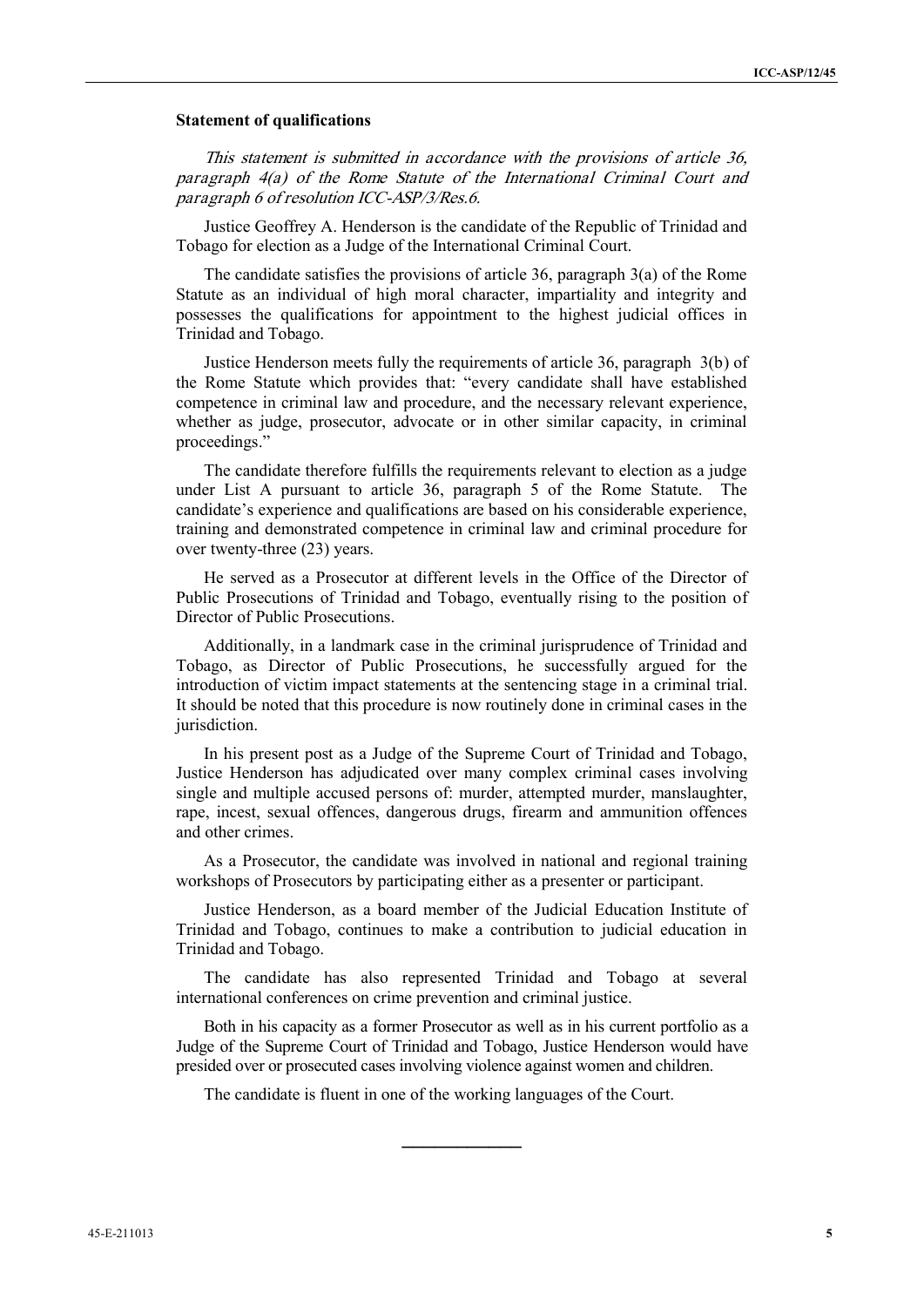**Statement of qualifications**

*This statement is submitted in accordance with the provisions of article 36, paragraph 4(a) of the Rome Statute of the International Criminal Court and paragraph 6 of resolution ICC-ASP/3/Res.6.*

Justice Geoffrey A. Henderson is the candidate of the Republic of Trinidad and Tobago for election as a Judge of the International Criminal Court.

The candidate satisfies the provisions of article 36, paragraph 3(a) of the Rome Statute as an individual of high moral character, impartiality and integrity and possesses the qualifications for appointment to the highest judicial offices in Trinidad and Tobago.

Justice Henderson meets fully the requirements of article 36, paragraph 3(b) of the Rome Statute which provides that: "every candidate shall have established competence in criminal law and procedure, and the necessary relevant experience, whether as judge, prosecutor, advocate or in other similar capacity, in criminal proceedings."

The candidate therefore fulfills the requirements relevant to election as a judge under List A pursuant to article 36, paragraph 5 of the Rome Statute. The candidate's experience and qualifications are based on his considerable experience, training and demonstrated competence in criminal law and criminal procedure for over twenty-three (23) years.

He served as a Prosecutor at different levels in the Office of the Director of Public Prosecutions of Trinidad and Tobago, eventually rising to the position of Director of Public Prosecutions.

Additionally, in a landmark case in the criminal jurisprudence of Trinidad and Tobago, as Director of Public Prosecutions, he successfully argued for the introduction of victim impact statements at the sentencing stage in a criminal trial. It should be noted that this procedure is now routinely done in criminal cases in the jurisdiction.

In his present post as a Judge of the Supreme Court of Trinidad and Tobago, Justice Henderson has adjudicated over many complex criminal cases involving single and multiple accused persons of: murder, attempted murder, manslaughter, rape, incest, sexual offences, dangerous drugs, firearm and ammunition offences and other crimes.

As a Prosecutor, the candidate was involved in national and regional training workshops of Prosecutors by participating either as a presenter or participant.

Justice Henderson, as a board member of the Judicial Education Institute of Trinidad and Tobago, continues to make a contribution to judicial education in Trinidad and Tobago.

The candidate has also represented Trinidad and Tobago at several international conferences on crime prevention and criminal justice.

Both in his capacity as a former Prosecutor as well as in his current portfolio as a Judge of the Supreme Court of Trinidad and Tobago, Justice Henderson would have presided over or prosecuted cases involving violence against women and children.

The candidate is fluent in one of the working languages of the Court.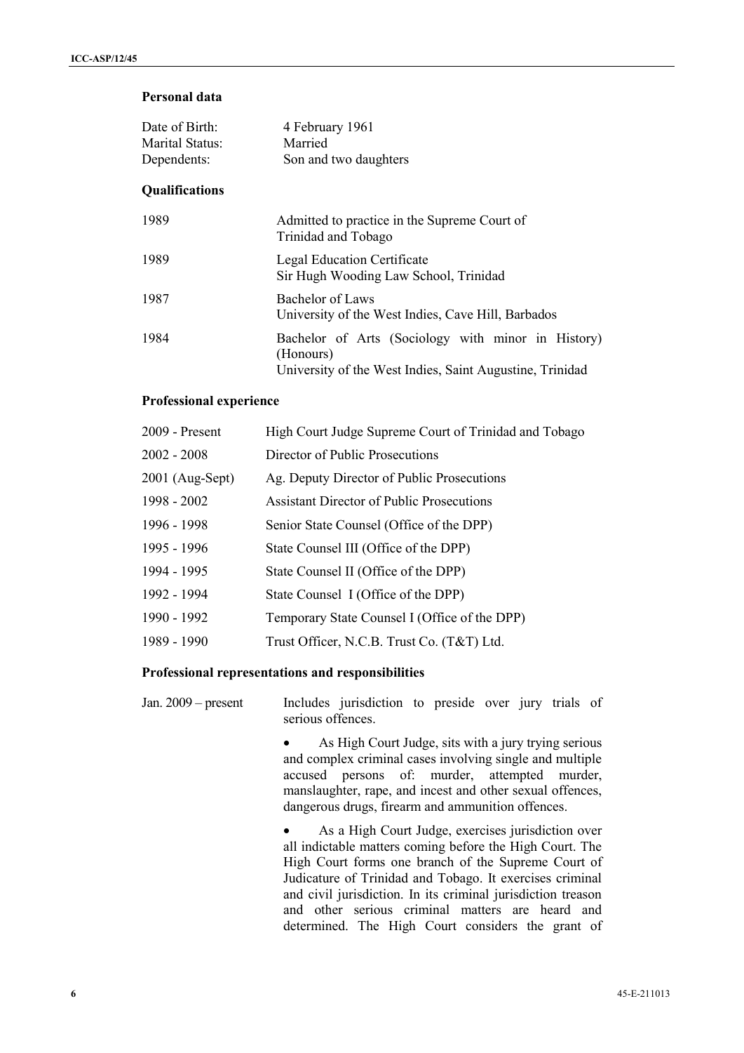### Personal data

| | |
|---|---|
| Date of Birth: | 4 February 1961 |
| Marital Status: | Married |
| Dependents: | Son and two daughters |

### Qualifications

| | |
|---|---|
| 1989 | Admitted to practice in the Supreme Court of Trinidad and Tobago |
| 1989 | Legal Education Certificate<br>Sir Hugh Wooding Law School, Trinidad |
| 1987 | Bachelor of Laws<br>University of the West Indies, Cave Hill, Barbados |
| 1984 | Bachelor of Arts (Sociology with minor in History) (Honours)<br>University of the West Indies, Saint Augustine, Trinidad |

### Professional experience

| | |
|---|---|
| 2009 - Present | High Court Judge Supreme Court of Trinidad and Tobago |
| 2002 - 2008 | Director of Public Prosecutions |
| 2001 (Aug-Sept) | Ag. Deputy Director of Public Prosecutions |
| 1998 - 2002 | Assistant Director of Public Prosecutions |
| 1996 - 1998 | Senior State Counsel (Office of the DPP) |
| 1995 - 1996 | State Counsel III (Office of the DPP) |
| 1994 - 1995 | State Counsel II (Office of the DPP) |
| 1992 - 1994 | State Counsel I (Office of the DPP) |
| 1990 - 1992 | Temporary State Counsel I (Office of the DPP) |
| 1989 - 1990 | Trust Officer, N.C.B. Trust Co. (T&T) Ltd. |

### Professional representations and responsibilities

Jan. 2009 – present

Includes jurisdiction to preside over jury trials of serious offences.

- As High Court Judge, sits with a jury trying serious and complex criminal cases involving single and multiple accused persons of: murder, attempted murder, manslaughter, rape, and incest and other sexual offences, dangerous drugs, firearm and ammunition offences.

- As a High Court Judge, exercises jurisdiction over all indictable matters coming before the High Court. The High Court forms one branch of the Supreme Court of Judicature of Trinidad and Tobago. It exercises criminal and civil jurisdiction. In its criminal jurisdiction treason and other serious criminal matters are heard and determined. The High Court considers the grant of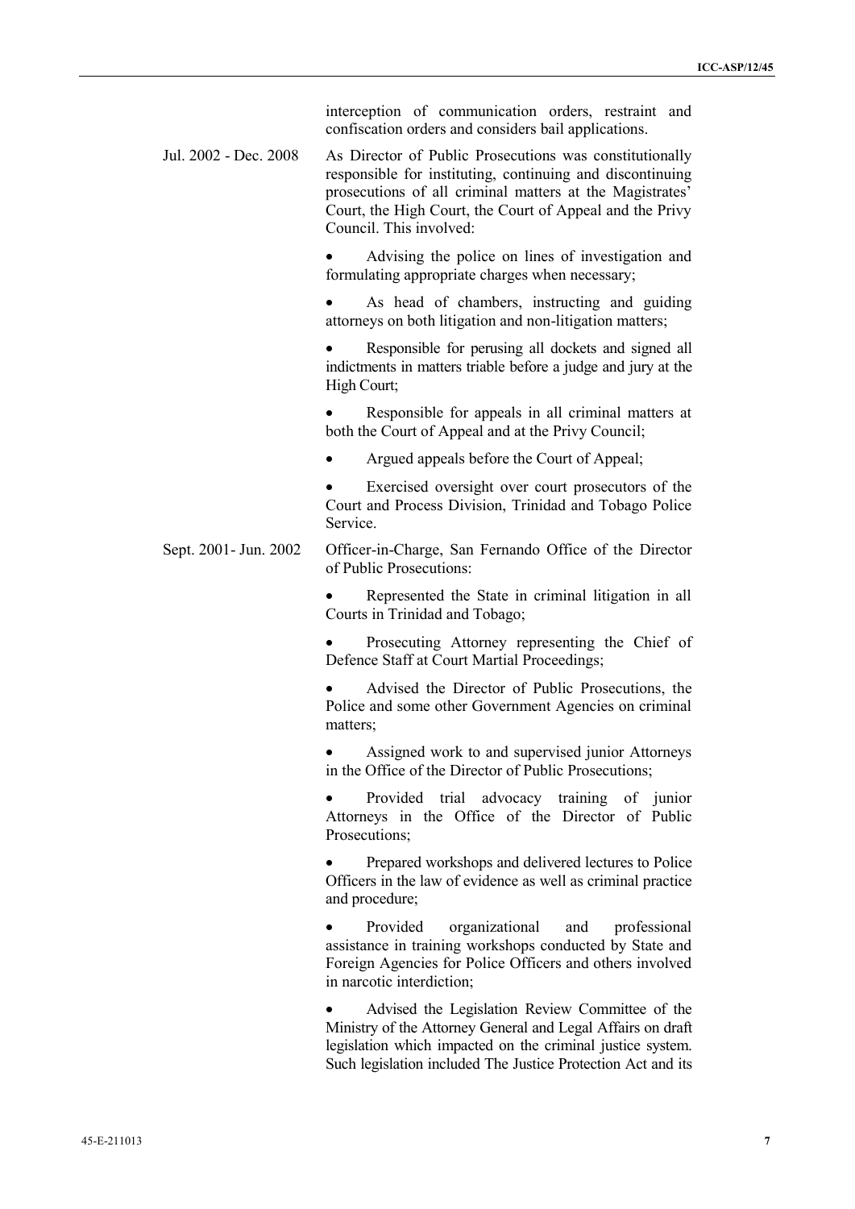interception of communication orders, restraint and confiscation orders and considers bail applications.

Jul. 2002 - Dec. 2008 As Director of Public Prosecutions was constitutionally responsible for instituting, continuing and discontinuing prosecutions of all criminal matters at the Magistrates' Court, the High Court, the Court of Appeal and the Privy Council. This involved:

- Advising the police on lines of investigation and formulating appropriate charges when necessary;
- As head of chambers, instructing and guiding attorneys on both litigation and non-litigation matters;
- Responsible for perusing all dockets and signed all indictments in matters triable before a judge and jury at the High Court;
- Responsible for appeals in all criminal matters at both the Court of Appeal and at the Privy Council;
- Argued appeals before the Court of Appeal;
- Exercised oversight over court prosecutors of the Court and Process Division, Trinidad and Tobago Police Service.

Sept. 2001- Jun. 2002 Officer-in-Charge, San Fernando Office of the Director of Public Prosecutions:

- Represented the State in criminal litigation in all Courts in Trinidad and Tobago;
- Prosecuting Attorney representing the Chief of Defence Staff at Court Martial Proceedings;
- Advised the Director of Public Prosecutions, the Police and some other Government Agencies on criminal matters;
- Assigned work to and supervised junior Attorneys in the Office of the Director of Public Prosecutions;
- Provided trial advocacy training of junior Attorneys in the Office of the Director of Public Prosecutions;
- Prepared workshops and delivered lectures to Police Officers in the law of evidence as well as criminal practice and procedure;
- Provided organizational and professional assistance in training workshops conducted by State and Foreign Agencies for Police Officers and others involved in narcotic interdiction;
- Advised the Legislation Review Committee of the Ministry of the Attorney General and Legal Affairs on draft legislation which impacted on the criminal justice system. Such legislation included The Justice Protection Act and its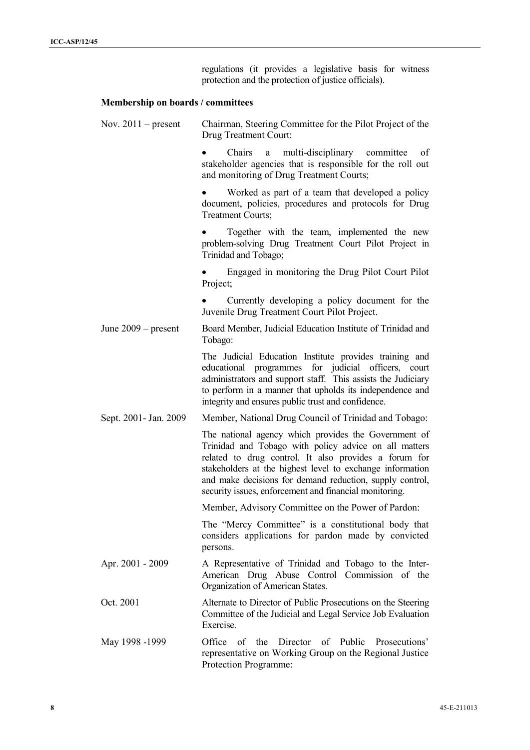regulations (it provides a legislative basis for witness protection and the protection of justice officials).

**Membership on boards / committees**

| | |
|---|---|
| Nov. 2011 – present | Chairman, Steering Committee for the Pilot Project of the Drug Treatment Court:<br>• Chairs a multi-disciplinary committee of stakeholder agencies that is responsible for the roll out and monitoring of Drug Treatment Courts;<br>• Worked as part of a team that developed a policy document, policies, procedures and protocols for Drug Treatment Courts;<br>• Together with the team, implemented the new problem-solving Drug Treatment Court Pilot Project in Trinidad and Tobago;<br>• Engaged in monitoring the Drug Pilot Court Pilot Project;<br>• Currently developing a policy document for the Juvenile Drug Treatment Court Pilot Project. |
| June 2009 – present | Board Member, Judicial Education Institute of Trinidad and Tobago:<br>The Judicial Education Institute provides training and educational programmes for judicial officers, court administrators and support staff. This assists the Judiciary to perform in a manner that upholds its independence and integrity and ensures public trust and confidence. |
| Sept. 2001- Jan. 2009 | Member, National Drug Council of Trinidad and Tobago:<br>The national agency which provides the Government of Trinidad and Tobago with policy advice on all matters related to drug control. It also provides a forum for stakeholders at the highest level to exchange information and make decisions for demand reduction, supply control, security issues, enforcement and financial monitoring.<br>Member, Advisory Committee on the Power of Pardon:<br>The "Mercy Committee" is a constitutional body that considers applications for pardon made by convicted persons. |
| Apr. 2001 - 2009 | A Representative of Trinidad and Tobago to the Inter-American Drug Abuse Control Commission of the Organization of American States. |
| Oct. 2001 | Alternate to Director of Public Prosecutions on the Steering Committee of the Judicial and Legal Service Job Evaluation Exercise. |
| May 1998 -1999 | Office of the Director of Public Prosecutions' representative on Working Group on the Regional Justice Protection Programme: |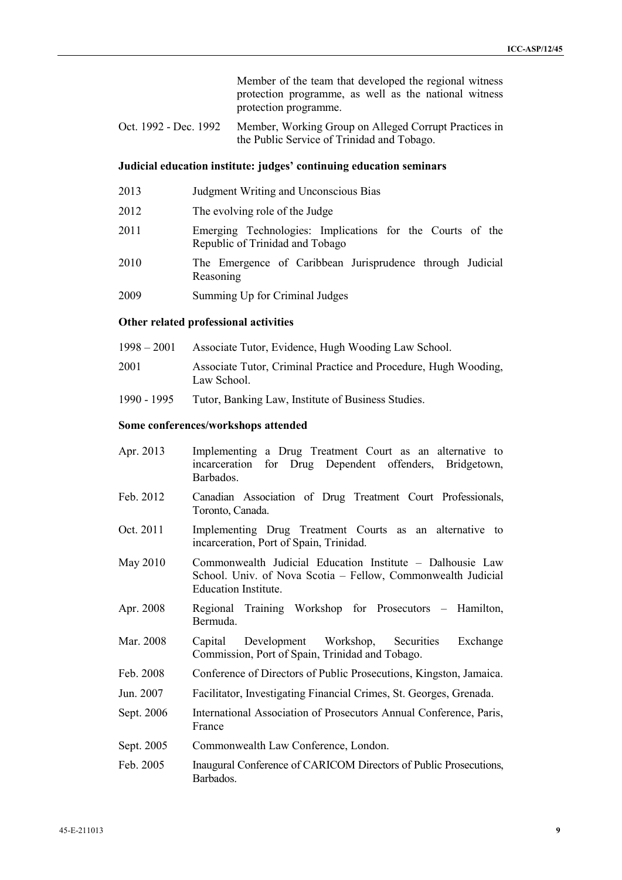| | |
|---|---|
| | Member of the team that developed the regional witness protection programme, as well as the national witness protection programme. |
| Oct. 1992 - Dec. 1992 | Member, Working Group on Alleged Corrupt Practices in the Public Service of Trinidad and Tobago. |

### Judicial education institute: judges' continuing education seminars

| | |
|---|---|
| 2013 | Judgment Writing and Unconscious Bias |
| 2012 | The evolving role of the Judge |
| 2011 | Emerging Technologies: Implications for the Courts of the Republic of Trinidad and Tobago |
| 2010 | The Emergence of Caribbean Jurisprudence through Judicial Reasoning |
| 2009 | Summing Up for Criminal Judges |

### Other related professional activities

| | |
|---|---|
| 1998 – 2001 | Associate Tutor, Evidence, Hugh Wooding Law School. |
| 2001 | Associate Tutor, Criminal Practice and Procedure, Hugh Wooding, Law School. |
| 1990 - 1995 | Tutor, Banking Law, Institute of Business Studies. |

### Some conferences/workshops attended

| | |
|---|---|
| Apr. 2013 | Implementing a Drug Treatment Court as an alternative to incarceration for Drug Dependent offenders, Bridgetown, Barbados. |
| Feb. 2012 | Canadian Association of Drug Treatment Court Professionals, Toronto, Canada. |
| Oct. 2011 | Implementing Drug Treatment Courts as an alternative to incarceration, Port of Spain, Trinidad. |
| May 2010 | Commonwealth Judicial Education Institute – Dalhousie Law School. Univ. of Nova Scotia – Fellow, Commonwealth Judicial Education Institute. |
| Apr. 2008 | Regional Training Workshop for Prosecutors – Hamilton, Bermuda. |
| Mar. 2008 | Capital Development Workshop, Securities Exchange Commission, Port of Spain, Trinidad and Tobago. |
| Feb. 2008 | Conference of Directors of Public Prosecutions, Kingston, Jamaica. |
| Jun. 2007 | Facilitator, Investigating Financial Crimes, St. Georges, Grenada. |
| Sept. 2006 | International Association of Prosecutors Annual Conference, Paris, France |
| Sept. 2005 | Commonwealth Law Conference, London. |
| Feb. 2005 | Inaugural Conference of CARICOM Directors of Public Prosecutions, Barbados. |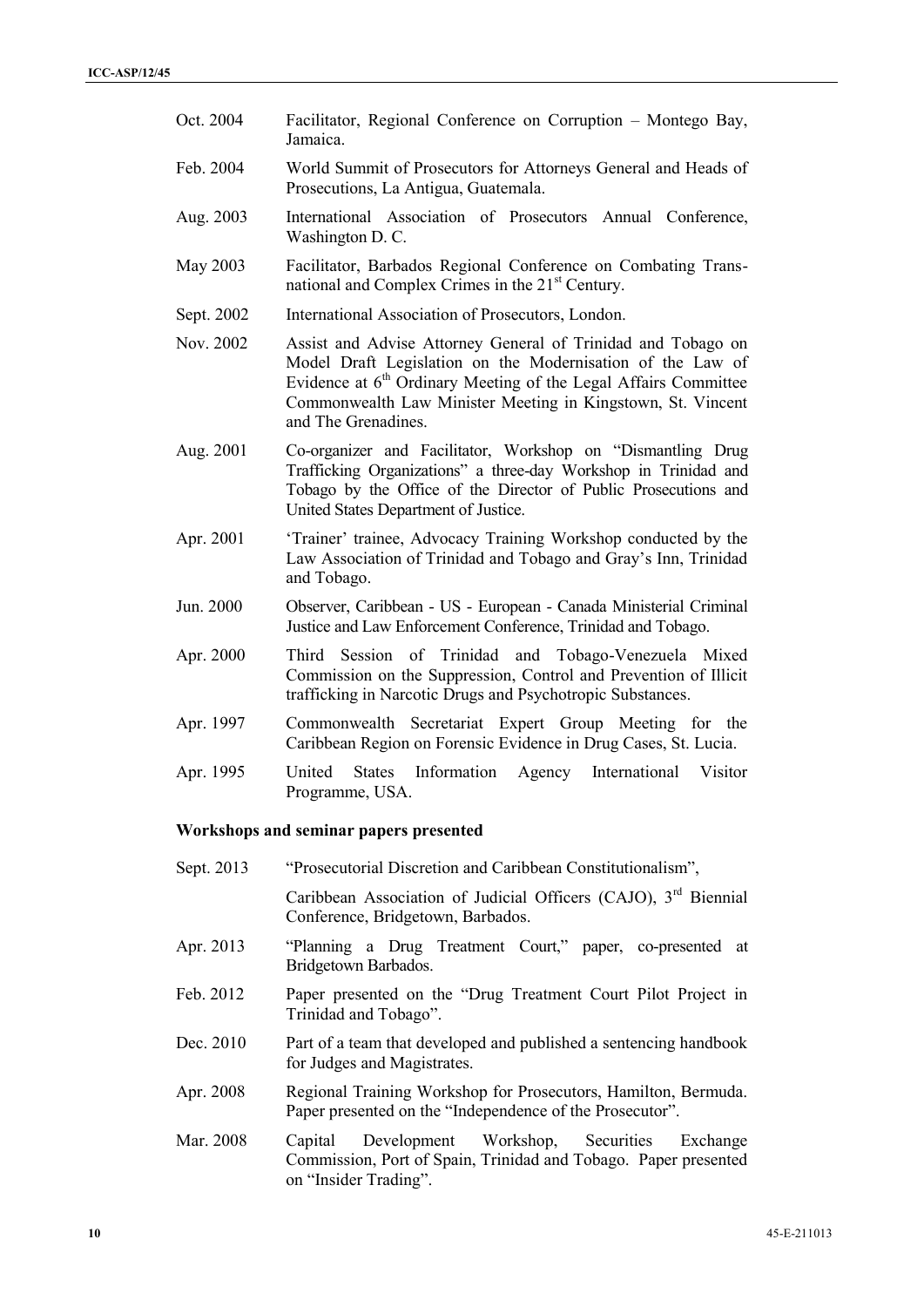| | |
|---|---|
| Oct. 2004 | Facilitator, Regional Conference on Corruption – Montego Bay, Jamaica. |
| Feb. 2004 | World Summit of Prosecutors for Attorneys General and Heads of Prosecutions, La Antigua, Guatemala. |
| Aug. 2003 | International Association of Prosecutors Annual Conference, Washington D. C. |
| May 2003 | Facilitator, Barbados Regional Conference on Combating Trans-national and Complex Crimes in the 21st Century. |
| Sept. 2002 | International Association of Prosecutors, London. |
| Nov. 2002 | Assist and Advise Attorney General of Trinidad and Tobago on Model Draft Legislation on the Modernisation of the Law of Evidence at 6th Ordinary Meeting of the Legal Affairs Committee Commonwealth Law Minister Meeting in Kingstown, St. Vincent and The Grenadines. |
| Aug. 2001 | Co-organizer and Facilitator, Workshop on "Dismantling Drug Trafficking Organizations" a three-day Workshop in Trinidad and Tobago by the Office of the Director of Public Prosecutions and United States Department of Justice. |
| Apr. 2001 | 'Trainer' trainee, Advocacy Training Workshop conducted by the Law Association of Trinidad and Tobago and Gray's Inn, Trinidad and Tobago. |
| Jun. 2000 | Observer, Caribbean - US - European - Canada Ministerial Criminal Justice and Law Enforcement Conference, Trinidad and Tobago. |
| Apr. 2000 | Third Session of Trinidad and Tobago-Venezuela Mixed Commission on the Suppression, Control and Prevention of Illicit trafficking in Narcotic Drugs and Psychotropic Substances. |
| Apr. 1997 | Commonwealth Secretariat Expert Group Meeting for the Caribbean Region on Forensic Evidence in Drug Cases, St. Lucia. |
| Apr. 1995 | United States Information Agency International Visitor Programme, USA. |

**Workshops and seminar papers presented**

| | |
|---|---|
| Sept. 2013 | "Prosecutorial Discretion and Caribbean Constitutionalism", Caribbean Association of Judicial Officers (CAJO), 3rd Biennial Conference, Bridgetown, Barbados. |
| Apr. 2013 | "Planning a Drug Treatment Court," paper, co-presented at Bridgetown Barbados. |
| Feb. 2012 | Paper presented on the "Drug Treatment Court Pilot Project in Trinidad and Tobago". |
| Dec. 2010 | Part of a team that developed and published a sentencing handbook for Judges and Magistrates. |
| Apr. 2008 | Regional Training Workshop for Prosecutors, Hamilton, Bermuda. Paper presented on the "Independence of the Prosecutor". |
| Mar. 2008 | Capital Development Workshop, Securities Exchange Commission, Port of Spain, Trinidad and Tobago. Paper presented on "Insider Trading". |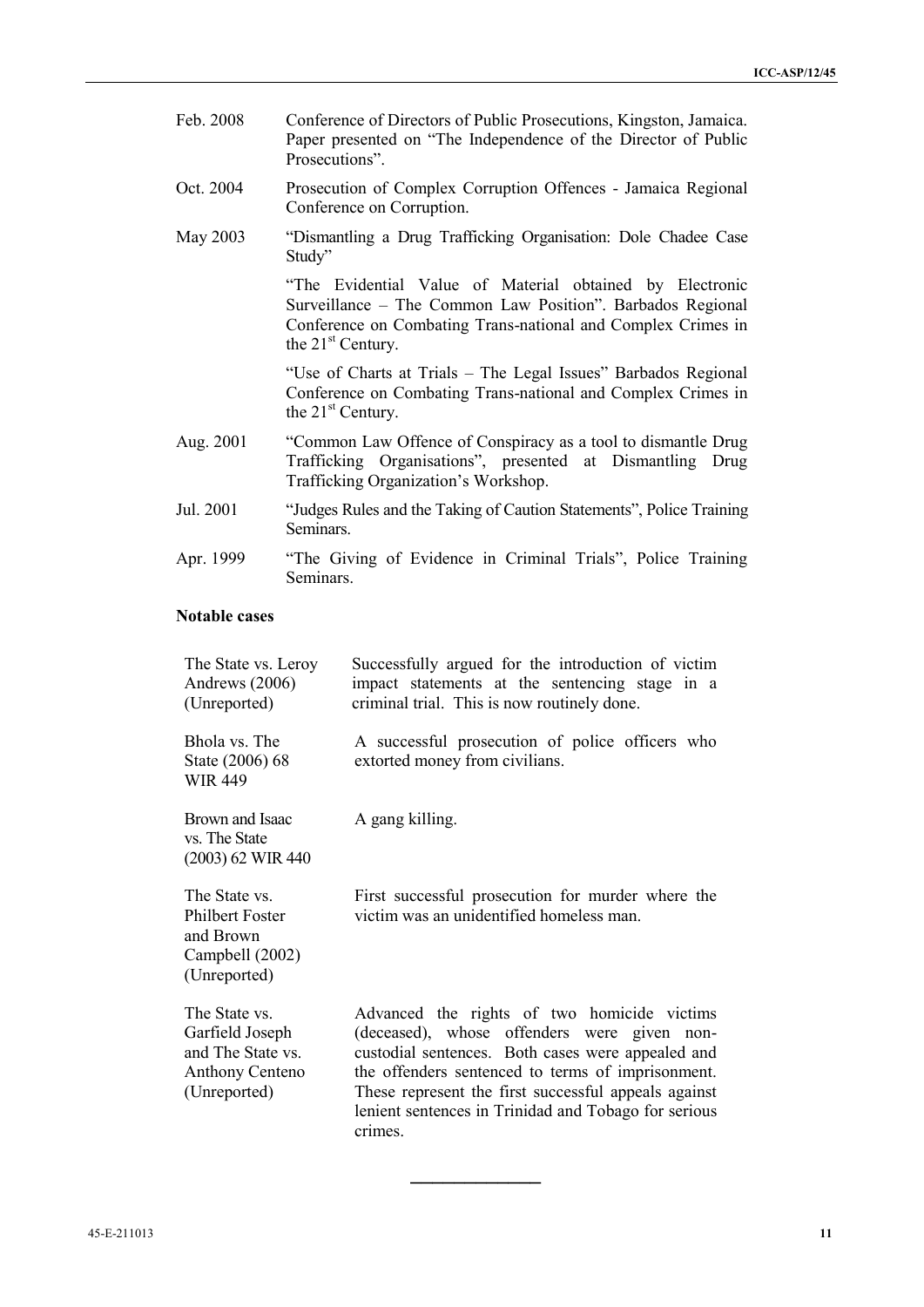| | |
|---|---|
| Feb. 2008 | Conference of Directors of Public Prosecutions, Kingston, Jamaica. Paper presented on "The Independence of the Director of Public Prosecutions". |
| Oct. 2004 | Prosecution of Complex Corruption Offences - Jamaica Regional Conference on Corruption. |
| May 2003 | "Dismantling a Drug Trafficking Organisation: Dole Chadee Case Study" |
| | "The Evidential Value of Material obtained by Electronic Surveillance – The Common Law Position". Barbados Regional Conference on Combating Trans-national and Complex Crimes in the 21st Century. |
| | "Use of Charts at Trials – The Legal Issues" Barbados Regional Conference on Combating Trans-national and Complex Crimes in the 21st Century. |
| Aug. 2001 | "Common Law Offence of Conspiracy as a tool to dismantle Drug Trafficking Organisations", presented at Dismantling Drug Trafficking Organization's Workshop. |
| Jul. 2001 | "Judges Rules and the Taking of Caution Statements", Police Training Seminars. |
| Apr. 1999 | "The Giving of Evidence in Criminal Trials", Police Training Seminars. |

**Notable cases**

| | |
|---|---|
| The State vs. Leroy Andrews (2006) (Unreported) | Successfully argued for the introduction of victim impact statements at the sentencing stage in a criminal trial. This is now routinely done. |
| Bhola vs. The State (2006) 68 WIR 449 | A successful prosecution of police officers who extorted money from civilians. |
| Brown and Isaac vs. The State (2003) 62 WIR 440 | A gang killing. |
| The State vs. Philbert Foster and Brown Campbell (2002) (Unreported) | First successful prosecution for murder where the victim was an unidentified homeless man. |
| The State vs. Garfield Joseph and The State vs. Anthony Centeno (Unreported) | Advanced the rights of two homicide victims (deceased), whose offenders were given non-custodial sentences. Both cases were appealed and the offenders sentenced to terms of imprisonment. These represent the first successful appeals against lenient sentences in Trinidad and Tobago for serious crimes. |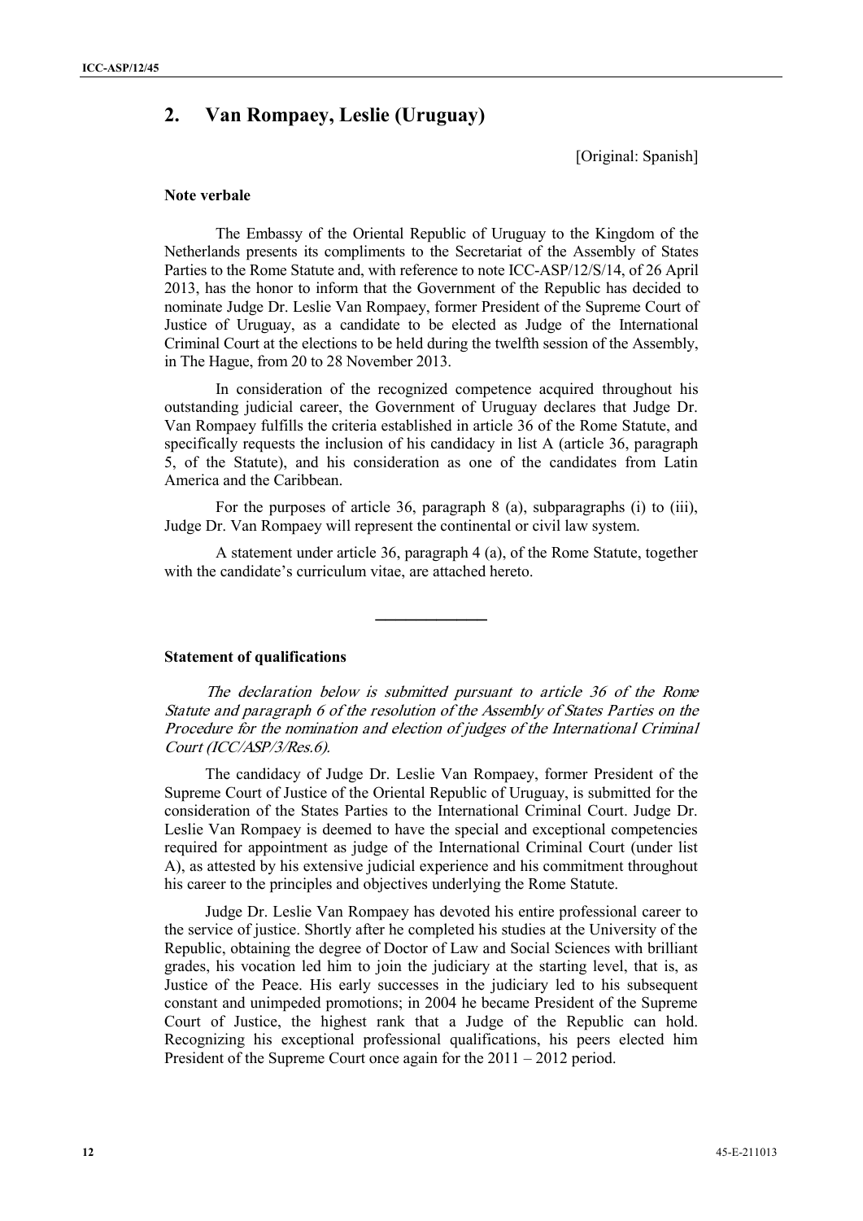## 2. Van Rompaey, Leslie (Uruguay)

[Original: Spanish]

### Note verbale

The Embassy of the Oriental Republic of Uruguay to the Kingdom of the Netherlands presents its compliments to the Secretariat of the Assembly of States Parties to the Rome Statute and, with reference to note ICC-ASP/12/S/14, of 26 April 2013, has the honor to inform that the Government of the Republic has decided to nominate Judge Dr. Leslie Van Rompaey, former President of the Supreme Court of Justice of Uruguay, as a candidate to be elected as Judge of the International Criminal Court at the elections to be held during the twelfth session of the Assembly, in The Hague, from 20 to 28 November 2013.

In consideration of the recognized competence acquired throughout his outstanding judicial career, the Government of Uruguay declares that Judge Dr. Van Rompaey fulfills the criteria established in article 36 of the Rome Statute, and specifically requests the inclusion of his candidacy in list A (article 36, paragraph 5, of the Statute), and his consideration as one of the candidates from Latin America and the Caribbean.

For the purposes of article 36, paragraph 8 (a), subparagraphs (i) to (iii), Judge Dr. Van Rompaey will represent the continental or civil law system.

A statement under article 36, paragraph 4 (a), of the Rome Statute, together with the candidate's curriculum vitae, are attached hereto.

---

### Statement of qualifications

*The declaration below is submitted pursuant to article 36 of the Rome Statute and paragraph 6 of the resolution of the Assembly of States Parties on the Procedure for the nomination and election of judges of the International Criminal Court (ICC/ASP/3/Res.6).*

The candidacy of Judge Dr. Leslie Van Rompaey, former President of the Supreme Court of Justice of the Oriental Republic of Uruguay, is submitted for the consideration of the States Parties to the International Criminal Court. Judge Dr. Leslie Van Rompaey is deemed to have the special and exceptional competencies required for appointment as judge of the International Criminal Court (under list A), as attested by his extensive judicial experience and his commitment throughout his career to the principles and objectives underlying the Rome Statute.

Judge Dr. Leslie Van Rompaey has devoted his entire professional career to the service of justice. Shortly after he completed his studies at the University of the Republic, obtaining the degree of Doctor of Law and Social Sciences with brilliant grades, his vocation led him to join the judiciary at the starting level, that is, as Justice of the Peace. His early successes in the judiciary led to his subsequent constant and unimpeded promotions; in 2004 he became President of the Supreme Court of Justice, the highest rank that a Judge of the Republic can hold. Recognizing his exceptional professional qualifications, his peers elected him President of the Supreme Court once again for the 2011 – 2012 period.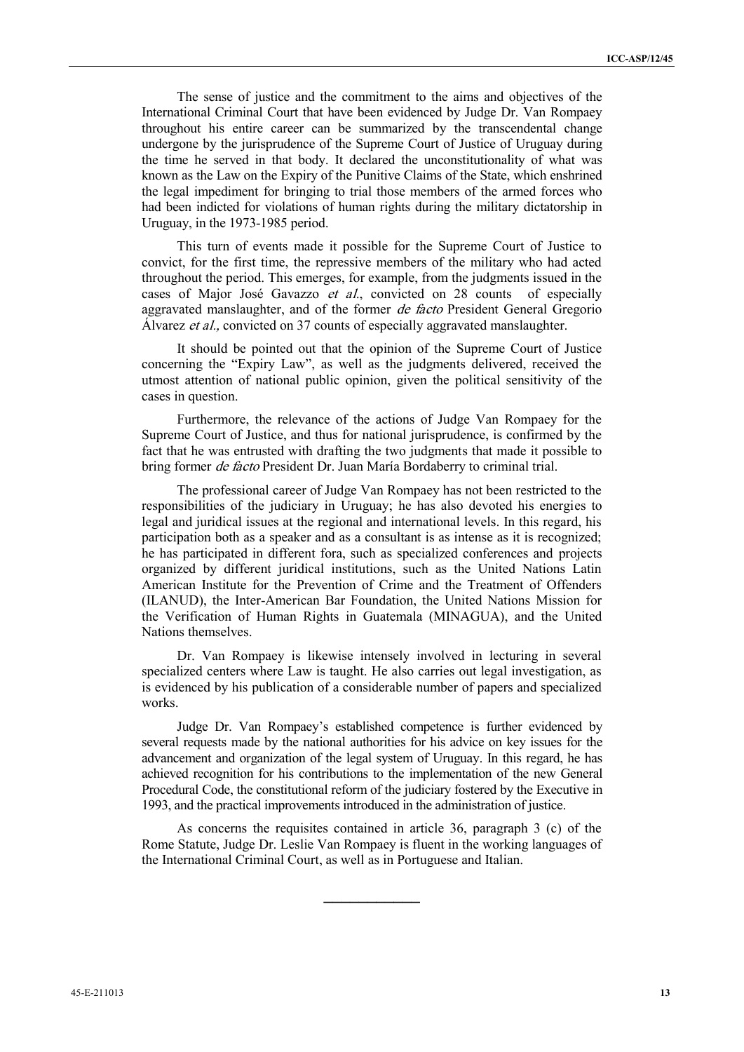The sense of justice and the commitment to the aims and objectives of the International Criminal Court that have been evidenced by Judge Dr. Van Rompaey throughout his entire career can be summarized by the transcendental change undergone by the jurisprudence of the Supreme Court of Justice of Uruguay during the time he served in that body. It declared the unconstitutionality of what was known as the Law on the Expiry of the Punitive Claims of the State, which enshrined the legal impediment for bringing to trial those members of the armed forces who had been indicted for violations of human rights during the military dictatorship in Uruguay, in the 1973-1985 period.

This turn of events made it possible for the Supreme Court of Justice to convict, for the first time, the repressive members of the military who had acted throughout the period. This emerges, for example, from the judgments issued in the cases of Major José Gavazzo *et al.*, convicted on 28 counts of especially aggravated manslaughter, and of the former *de facto* President General Gregorio Álvarez *et al.,* convicted on 37 counts of especially aggravated manslaughter.

It should be pointed out that the opinion of the Supreme Court of Justice concerning the "Expiry Law", as well as the judgments delivered, received the utmost attention of national public opinion, given the political sensitivity of the cases in question.

Furthermore, the relevance of the actions of Judge Van Rompaey for the Supreme Court of Justice, and thus for national jurisprudence, is confirmed by the fact that he was entrusted with drafting the two judgments that made it possible to bring former *de facto* President Dr. Juan María Bordaberry to criminal trial.

The professional career of Judge Van Rompaey has not been restricted to the responsibilities of the judiciary in Uruguay; he has also devoted his energies to legal and juridical issues at the regional and international levels. In this regard, his participation both as a speaker and as a consultant is as intense as it is recognized; he has participated in different fora, such as specialized conferences and projects organized by different juridical institutions, such as the United Nations Latin American Institute for the Prevention of Crime and the Treatment of Offenders (ILANUD), the Inter-American Bar Foundation, the United Nations Mission for the Verification of Human Rights in Guatemala (MINAGUA), and the United Nations themselves.

Dr. Van Rompaey is likewise intensely involved in lecturing in several specialized centers where Law is taught. He also carries out legal investigation, as is evidenced by his publication of a considerable number of papers and specialized works.

Judge Dr. Van Rompaey's established competence is further evidenced by several requests made by the national authorities for his advice on key issues for the advancement and organization of the legal system of Uruguay. In this regard, he has achieved recognition for his contributions to the implementation of the new General Procedural Code, the constitutional reform of the judiciary fostered by the Executive in 1993, and the practical improvements introduced in the administration of justice.

As concerns the requisites contained in article 36, paragraph 3 (c) of the Rome Statute, Judge Dr. Leslie Van Rompaey is fluent in the working languages of the International Criminal Court, as well as in Portuguese and Italian.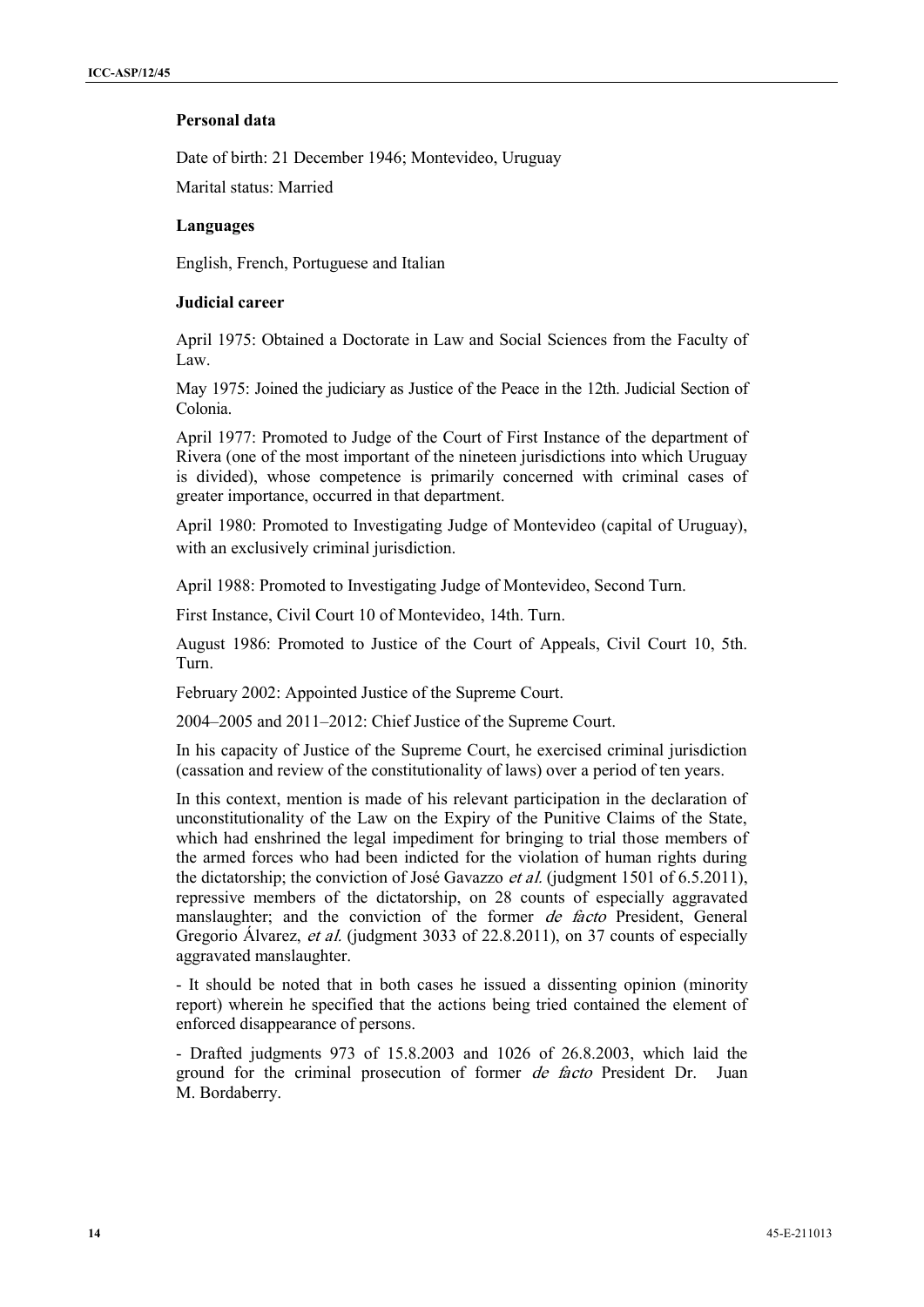### Personal data

Date of birth: 21 December 1946; Montevideo, Uruguay

Marital status: Married

### Languages

English, French, Portuguese and Italian

### Judicial career

April 1975: Obtained a Doctorate in Law and Social Sciences from the Faculty of Law.

May 1975: Joined the judiciary as Justice of the Peace in the 12th. Judicial Section of Colonia.

April 1977: Promoted to Judge of the Court of First Instance of the department of Rivera (one of the most important of the nineteen jurisdictions into which Uruguay is divided), whose competence is primarily concerned with criminal cases of greater importance, occurred in that department.

April 1980: Promoted to Investigating Judge of Montevideo (capital of Uruguay), with an exclusively criminal jurisdiction.

April 1988: Promoted to Investigating Judge of Montevideo, Second Turn.

First Instance, Civil Court 10 of Montevideo, 14th. Turn.

August 1986: Promoted to Justice of the Court of Appeals, Civil Court 10, 5th. Turn.

February 2002: Appointed Justice of the Supreme Court.

2004–2005 and 2011–2012: Chief Justice of the Supreme Court.

In his capacity of Justice of the Supreme Court, he exercised criminal jurisdiction (cassation and review of the constitutionality of laws) over a period of ten years.

In this context, mention is made of his relevant participation in the declaration of unconstitutionality of the Law on the Expiry of the Punitive Claims of the State, which had enshrined the legal impediment for bringing to trial those members of the armed forces who had been indicted for the violation of human rights during the dictatorship; the conviction of José Gavazzo *et al.* (judgment 1501 of 6.5.2011), repressive members of the dictatorship, on 28 counts of especially aggravated manslaughter; and the conviction of the former *de facto* President, General Gregorio Álvarez, *et al.* (judgment 3033 of 22.8.2011), on 37 counts of especially aggravated manslaughter.

- It should be noted that in both cases he issued a dissenting opinion (minority report) wherein he specified that the actions being tried contained the element of enforced disappearance of persons.

- Drafted judgments 973 of 15.8.2003 and 1026 of 26.8.2003, which laid the ground for the criminal prosecution of former *de facto* President Dr. Juan M. Bordaberry.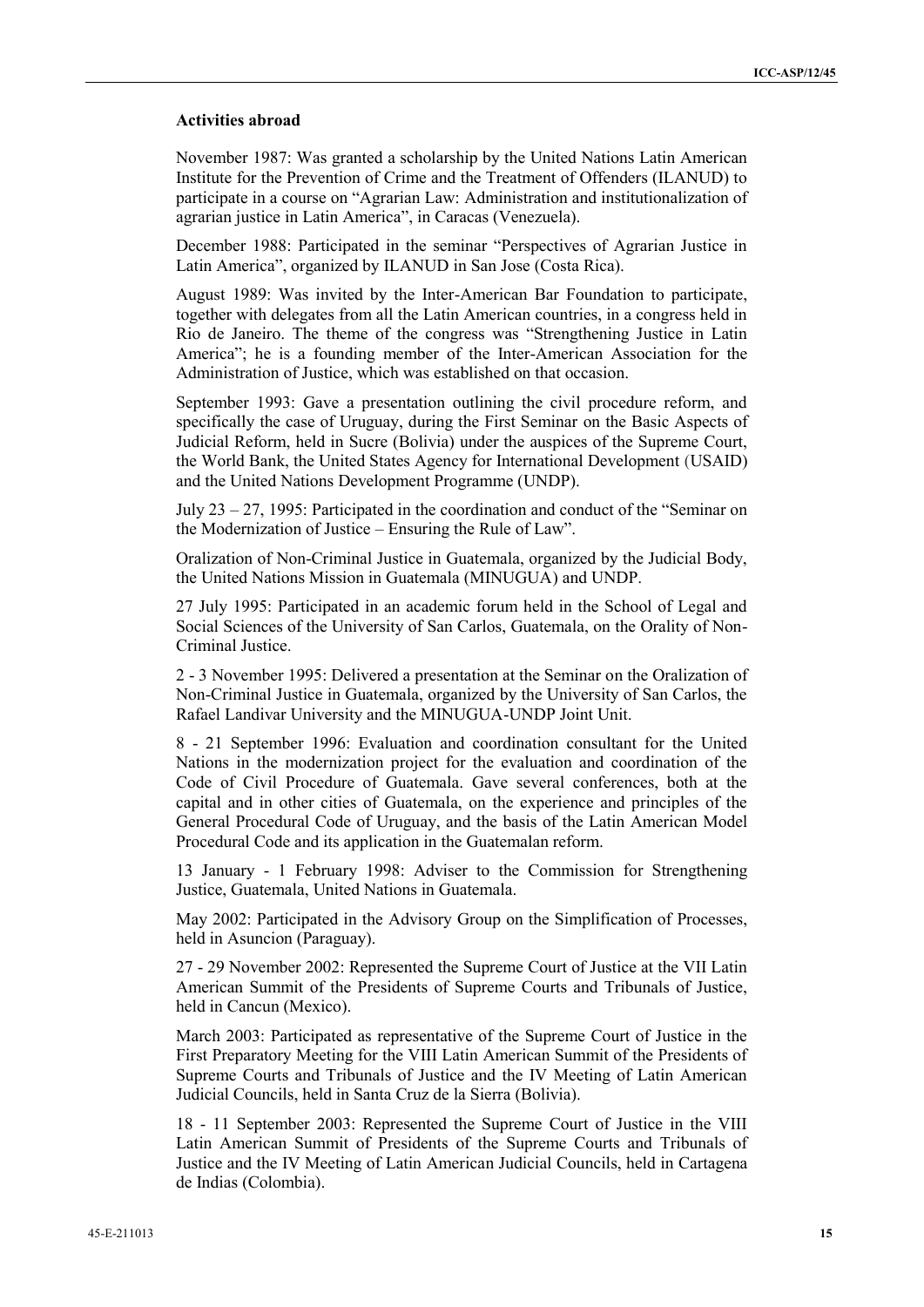**Activities abroad**

November 1987: Was granted a scholarship by the United Nations Latin American Institute for the Prevention of Crime and the Treatment of Offenders (ILANUD) to participate in a course on "Agrarian Law: Administration and institutionalization of agrarian justice in Latin America", in Caracas (Venezuela).

December 1988: Participated in the seminar "Perspectives of Agrarian Justice in Latin America", organized by ILANUD in San Jose (Costa Rica).

August 1989: Was invited by the Inter-American Bar Foundation to participate, together with delegates from all the Latin American countries, in a congress held in Rio de Janeiro. The theme of the congress was "Strengthening Justice in Latin America"; he is a founding member of the Inter-American Association for the Administration of Justice, which was established on that occasion.

September 1993: Gave a presentation outlining the civil procedure reform, and specifically the case of Uruguay, during the First Seminar on the Basic Aspects of Judicial Reform, held in Sucre (Bolivia) under the auspices of the Supreme Court, the World Bank, the United States Agency for International Development (USAID) and the United Nations Development Programme (UNDP).

July 23 – 27, 1995: Participated in the coordination and conduct of the "Seminar on the Modernization of Justice – Ensuring the Rule of Law".

Oralization of Non-Criminal Justice in Guatemala, organized by the Judicial Body, the United Nations Mission in Guatemala (MINUGUA) and UNDP.

27 July 1995: Participated in an academic forum held in the School of Legal and Social Sciences of the University of San Carlos, Guatemala, on the Orality of Non-Criminal Justice.

2 - 3 November 1995: Delivered a presentation at the Seminar on the Oralization of Non-Criminal Justice in Guatemala, organized by the University of San Carlos, the Rafael Landivar University and the MINUGUA-UNDP Joint Unit.

8 - 21 September 1996: Evaluation and coordination consultant for the United Nations in the modernization project for the evaluation and coordination of the Code of Civil Procedure of Guatemala. Gave several conferences, both at the capital and in other cities of Guatemala, on the experience and principles of the General Procedural Code of Uruguay, and the basis of the Latin American Model Procedural Code and its application in the Guatemalan reform.

13 January - 1 February 1998: Adviser to the Commission for Strengthening Justice, Guatemala, United Nations in Guatemala.

May 2002: Participated in the Advisory Group on the Simplification of Processes, held in Asuncion (Paraguay).

27 - 29 November 2002: Represented the Supreme Court of Justice at the VII Latin American Summit of the Presidents of Supreme Courts and Tribunals of Justice, held in Cancun (Mexico).

March 2003: Participated as representative of the Supreme Court of Justice in the First Preparatory Meeting for the VIII Latin American Summit of the Presidents of Supreme Courts and Tribunals of Justice and the IV Meeting of Latin American Judicial Councils, held in Santa Cruz de la Sierra (Bolivia).

18 - 11 September 2003: Represented the Supreme Court of Justice in the VIII Latin American Summit of Presidents of the Supreme Courts and Tribunals of Justice and the IV Meeting of Latin American Judicial Councils, held in Cartagena de Indias (Colombia).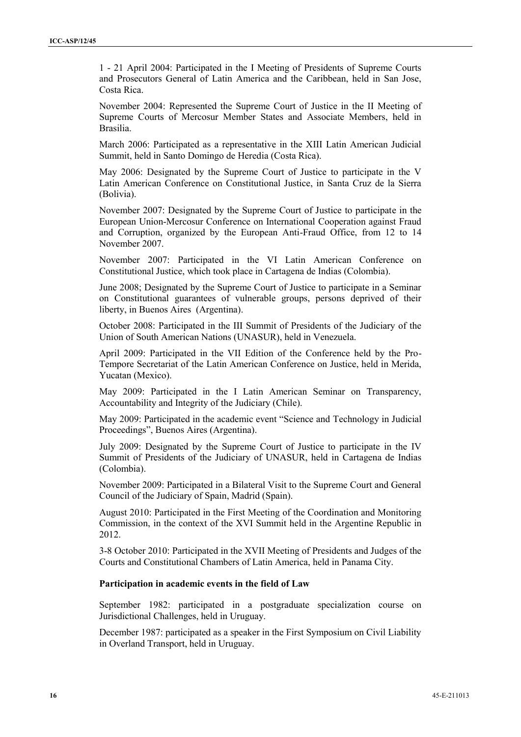1 - 21 April 2004: Participated in the I Meeting of Presidents of Supreme Courts and Prosecutors General of Latin America and the Caribbean, held in San Jose, Costa Rica.

November 2004: Represented the Supreme Court of Justice in the II Meeting of Supreme Courts of Mercosur Member States and Associate Members, held in Brasilia.

March 2006: Participated as a representative in the XIII Latin American Judicial Summit, held in Santo Domingo de Heredia (Costa Rica).

May 2006: Designated by the Supreme Court of Justice to participate in the V Latin American Conference on Constitutional Justice, in Santa Cruz de la Sierra (Bolivia).

November 2007: Designated by the Supreme Court of Justice to participate in the European Union-Mercosur Conference on International Cooperation against Fraud and Corruption, organized by the European Anti-Fraud Office, from 12 to 14 November 2007.

November 2007: Participated in the VI Latin American Conference on Constitutional Justice, which took place in Cartagena de Indias (Colombia).

June 2008; Designated by the Supreme Court of Justice to participate in a Seminar on Constitutional guarantees of vulnerable groups, persons deprived of their liberty, in Buenos Aires (Argentina).

October 2008: Participated in the III Summit of Presidents of the Judiciary of the Union of South American Nations (UNASUR), held in Venezuela.

April 2009: Participated in the VII Edition of the Conference held by the Pro-Tempore Secretariat of the Latin American Conference on Justice, held in Merida, Yucatan (Mexico).

May 2009: Participated in the I Latin American Seminar on Transparency, Accountability and Integrity of the Judiciary (Chile).

May 2009: Participated in the academic event "Science and Technology in Judicial Proceedings", Buenos Aires (Argentina).

July 2009: Designated by the Supreme Court of Justice to participate in the IV Summit of Presidents of the Judiciary of UNASUR, held in Cartagena de Indias (Colombia).

November 2009: Participated in a Bilateral Visit to the Supreme Court and General Council of the Judiciary of Spain, Madrid (Spain).

August 2010: Participated in the First Meeting of the Coordination and Monitoring Commission, in the context of the XVI Summit held in the Argentine Republic in 2012.

3-8 October 2010: Participated in the XVII Meeting of Presidents and Judges of the Courts and Constitutional Chambers of Latin America, held in Panama City.

**Participation in academic events in the field of Law**

September 1982: participated in a postgraduate specialization course on Jurisdictional Challenges, held in Uruguay.

December 1987: participated as a speaker in the First Symposium on Civil Liability in Overland Transport, held in Uruguay.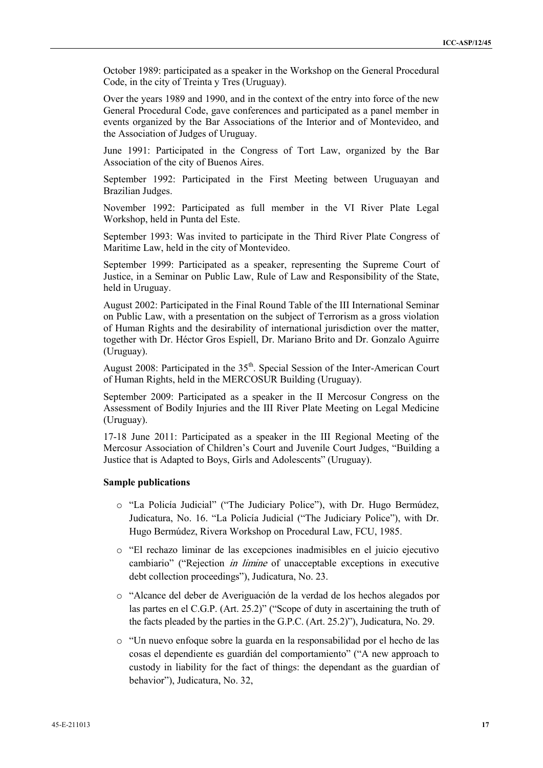October 1989: participated as a speaker in the Workshop on the General Procedural Code, in the city of Treinta y Tres (Uruguay).

Over the years 1989 and 1990, and in the context of the entry into force of the new General Procedural Code, gave conferences and participated as a panel member in events organized by the Bar Associations of the Interior and of Montevideo, and the Association of Judges of Uruguay.

June 1991: Participated in the Congress of Tort Law, organized by the Bar Association of the city of Buenos Aires.

September 1992: Participated in the First Meeting between Uruguayan and Brazilian Judges.

November 1992: Participated as full member in the VI River Plate Legal Workshop, held in Punta del Este.

September 1993: Was invited to participate in the Third River Plate Congress of Maritime Law, held in the city of Montevideo.

September 1999: Participated as a speaker, representing the Supreme Court of Justice, in a Seminar on Public Law, Rule of Law and Responsibility of the State, held in Uruguay.

August 2002: Participated in the Final Round Table of the III International Seminar on Public Law, with a presentation on the subject of Terrorism as a gross violation of Human Rights and the desirability of international jurisdiction over the matter, together with Dr. Héctor Gros Espiell, Dr. Mariano Brito and Dr. Gonzalo Aguirre (Uruguay).

August 2008: Participated in the 35th. Special Session of the Inter-American Court of Human Rights, held in the MERCOSUR Building (Uruguay).

September 2009: Participated as a speaker in the II Mercosur Congress on the Assessment of Bodily Injuries and the III River Plate Meeting on Legal Medicine (Uruguay).

17-18 June 2011: Participated as a speaker in the III Regional Meeting of the Mercosur Association of Children's Court and Juvenile Court Judges, "Building a Justice that is Adapted to Boys, Girls and Adolescents" (Uruguay).

**Sample publications**

- "La Policía Judicial" ("The Judiciary Police"), with Dr. Hugo Bermúdez, Judicatura, No. 16. "La Policía Judicial ("The Judiciary Police"), with Dr. Hugo Bermúdez, Rivera Workshop on Procedural Law, FCU, 1985.
- "El rechazo liminar de las excepciones inadmisibles en el juicio ejecutivo cambiario" ("Rejection *in limine* of unacceptable exceptions in executive debt collection proceedings"), Judicatura, No. 23.
- "Alcance del deber de Averiguación de la verdad de los hechos alegados por las partes en el C.G.P. (Art. 25.2)" ("Scope of duty in ascertaining the truth of the facts pleaded by the parties in the G.P.C. (Art. 25.2)"), Judicatura, No. 29.
- "Un nuevo enfoque sobre la guarda en la responsabilidad por el hecho de las cosas el dependiente es guardián del comportamiento" ("A new approach to custody in liability for the fact of things: the dependant as the guardian of behavior"), Judicatura, No. 32,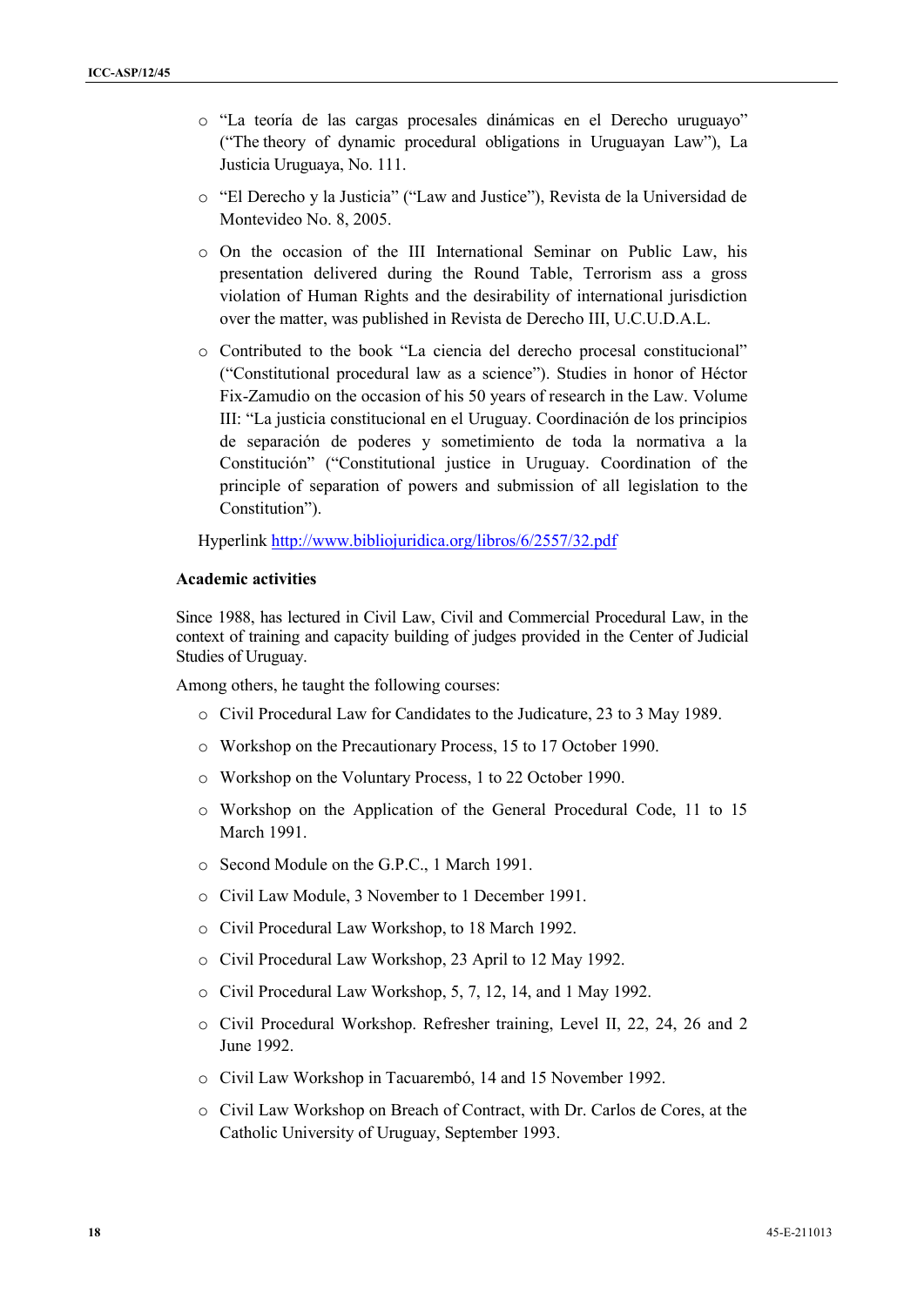- "La teoría de las cargas procesales dinámicas en el Derecho uruguayo" ("The theory of dynamic procedural obligations in Uruguayan Law"), La Justicia Uruguaya, No. 111.

- "El Derecho y la Justicia" ("Law and Justice"), Revista de la Universidad de Montevideo No. 8, 2005.

- On the occasion of the III International Seminar on Public Law, his presentation delivered during the Round Table, Terrorism ass a gross violation of Human Rights and the desirability of international jurisdiction over the matter, was published in Revista de Derecho III, U.C.U.D.A.L.

- Contributed to the book "La ciencia del derecho procesal constitucional" ("Constitutional procedural law as a science"). Studies in honor of Héctor Fix-Zamudio on the occasion of his 50 years of research in the Law. Volume III: "La justicia constitucional en el Uruguay. Coordinación de los principios de separación de poderes y sometimiento de toda la normativa a la Constitución" ("Constitutional justice in Uruguay. Coordination of the principle of separation of powers and submission of all legislation to the Constitution").

Hyperlink http://www.bibliojuridica.org/libros/6/2557/32.pdf

**Academic activities**

Since 1988, has lectured in Civil Law, Civil and Commercial Procedural Law, in the context of training and capacity building of judges provided in the Center of Judicial Studies of Uruguay.

Among others, he taught the following courses:

- Civil Procedural Law for Candidates to the Judicature, 23 to 3 May 1989.
- Workshop on the Precautionary Process, 15 to 17 October 1990.
- Workshop on the Voluntary Process, 1 to 22 October 1990.
- Workshop on the Application of the General Procedural Code, 11 to 15 March 1991.
- Second Module on the G.P.C., 1 March 1991.
- Civil Law Module, 3 November to 1 December 1991.
- Civil Procedural Law Workshop, to 18 March 1992.
- Civil Procedural Law Workshop, 23 April to 12 May 1992.
- Civil Procedural Law Workshop, 5, 7, 12, 14, and 1 May 1992.
- Civil Procedural Workshop. Refresher training, Level II, 22, 24, 26 and 2 June 1992.
- Civil Law Workshop in Tacuarembó, 14 and 15 November 1992.
- Civil Law Workshop on Breach of Contract, with Dr. Carlos de Cores, at the Catholic University of Uruguay, September 1993.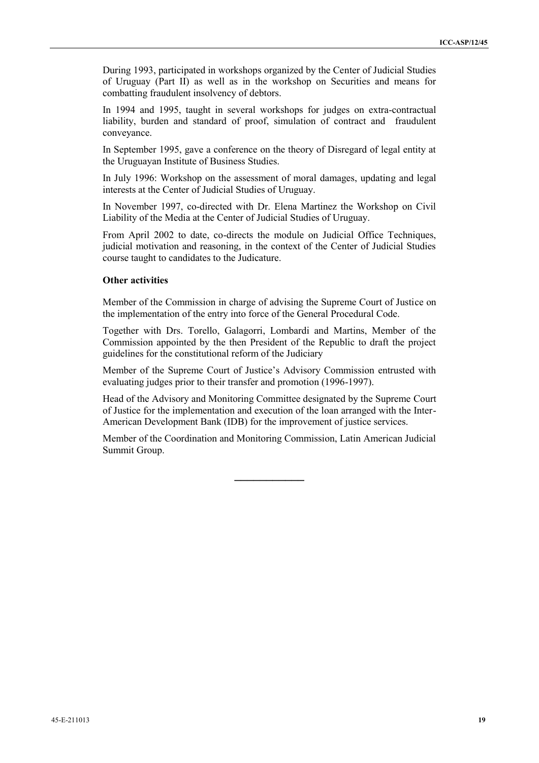During 1993, participated in workshops organized by the Center of Judicial Studies of Uruguay (Part II) as well as in the workshop on Securities and means for combatting fraudulent insolvency of debtors.

In 1994 and 1995, taught in several workshops for judges on extra-contractual liability, burden and standard of proof, simulation of contract and fraudulent conveyance.

In September 1995, gave a conference on the theory of Disregard of legal entity at the Uruguayan Institute of Business Studies.

In July 1996: Workshop on the assessment of moral damages, updating and legal interests at the Center of Judicial Studies of Uruguay.

In November 1997, co-directed with Dr. Elena Martinez the Workshop on Civil Liability of the Media at the Center of Judicial Studies of Uruguay.

From April 2002 to date, co-directs the module on Judicial Office Techniques, judicial motivation and reasoning, in the context of the Center of Judicial Studies course taught to candidates to the Judicature.

**Other activities**

Member of the Commission in charge of advising the Supreme Court of Justice on the implementation of the entry into force of the General Procedural Code.

Together with Drs. Torello, Galagorri, Lombardi and Martins, Member of the Commission appointed by the then President of the Republic to draft the project guidelines for the constitutional reform of the Judiciary

Member of the Supreme Court of Justice's Advisory Commission entrusted with evaluating judges prior to their transfer and promotion (1996-1997).

Head of the Advisory and Monitoring Committee designated by the Supreme Court of Justice for the implementation and execution of the loan arranged with the Inter-American Development Bank (IDB) for the improvement of justice services.

Member of the Coordination and Monitoring Commission, Latin American Judicial Summit Group.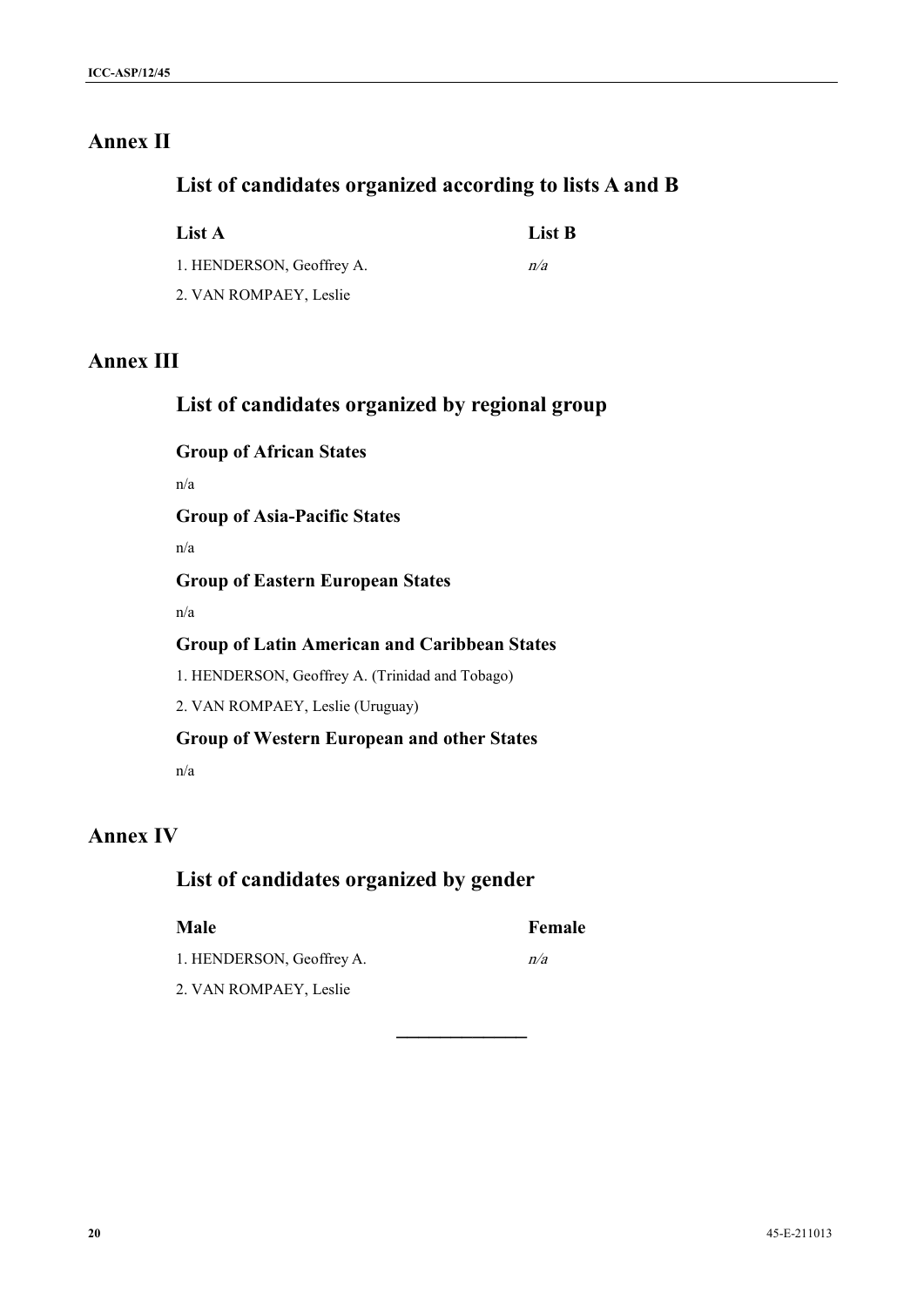# Annex II

## List of candidates organized according to lists A and B

| List A | List B |
|---|---|
| 1. HENDERSON, Geoffrey A. | *n/a* |
| 2. VAN ROMPAEY, Leslie | |

# Annex III

## List of candidates organized by regional group

### Group of African States

n/a

### Group of Asia-Pacific States

n/a

### Group of Eastern European States

n/a

### Group of Latin American and Caribbean States

1. HENDERSON, Geoffrey A. (Trinidad and Tobago)
2. VAN ROMPAEY, Leslie (Uruguay)

### Group of Western European and other States

n/a

# Annex IV

## List of candidates organized by gender

| Male | Female |
|---|---|
| 1. HENDERSON, Geoffrey A. | *n/a* |
| 2. VAN ROMPAEY, Leslie | |

---